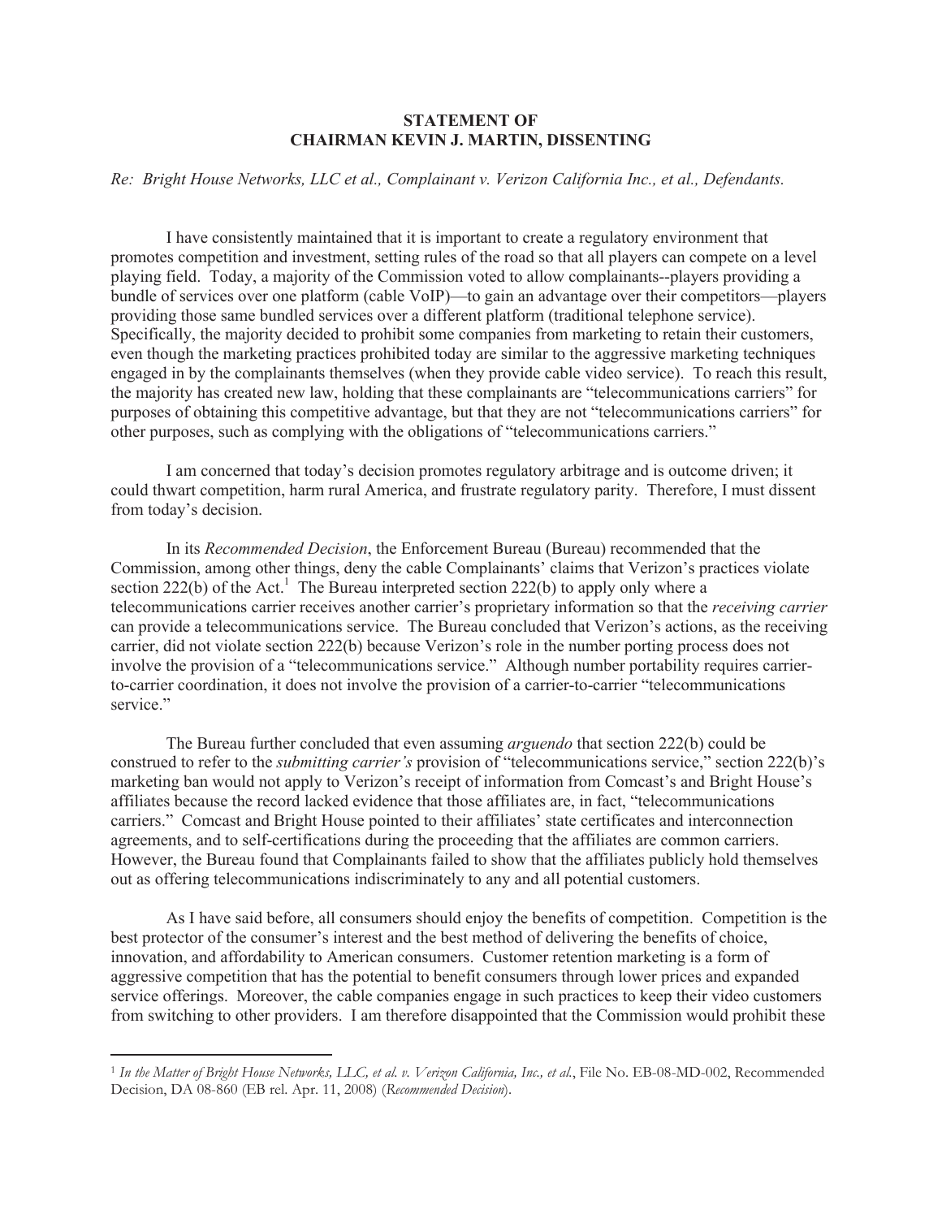# STATEMENT OF CHAIRMAN KEVIN J. MARTIN, DISSENTING

*Re: Bright House Networks, LLC et al., Complainant v. Verizon California Inc., et al., Defendants.*

I have consistently maintained that it is important to create a regulatory environment that promotes competition and investment, setting rules of the road so that all players can compete on a level playing field. Today, a majority of the Commission voted to allow complainants--players providing a bundle of services over one platform (cable VoIP)—to gain an advantage over their competitors—players providing those same bundled services over a different platform (traditional telephone service). Specifically, the majority decided to prohibit some companies from marketing to retain their customers, even though the marketing practices prohibited today are similar to the aggressive marketing techniques engaged in by the complainants themselves (when they provide cable video service). To reach this result, the majority has created new law, holding that these complainants are "telecommunications carriers" for purposes of obtaining this competitive advantage, but that they are not "telecommunications carriers" for other purposes, such as complying with the obligations of "telecommunications carriers."

I am concerned that today's decision promotes regulatory arbitrage and is outcome driven; it could thwart competition, harm rural America, and frustrate regulatory parity. Therefore, I must dissent from today's decision.

In its *Recommended Decision*, the Enforcement Bureau (Bureau) recommended that the Commission, among other things, deny the cable Complainants' claims that Verizon's practices violate section 222(b) of the Act.[1] The Bureau interpreted section 222(b) to apply only where a telecommunications carrier receives another carrier's proprietary information so that the *receiving carrier* can provide a telecommunications service. The Bureau concluded that Verizon's actions, as the receiving carrier, did not violate section 222(b) because Verizon's role in the number porting process does not involve the provision of a "telecommunications service." Although number portability requires carrier-to-carrier coordination, it does not involve the provision of a carrier-to-carrier "telecommunications service."

The Bureau further concluded that even assuming *arguendo* that section 222(b) could be construed to refer to the *submitting carrier's* provision of "telecommunications service," section 222(b)'s marketing ban would not apply to Verizon's receipt of information from Comcast's and Bright House's affiliates because the record lacked evidence that those affiliates are, in fact, "telecommunications carriers." Comcast and Bright House pointed to their affiliates' state certificates and interconnection agreements, and to self-certifications during the proceeding that the affiliates are common carriers. However, the Bureau found that Complainants failed to show that the affiliates publicly hold themselves out as offering telecommunications indiscriminately to any and all potential customers.

As I have said before, all consumers should enjoy the benefits of competition. Competition is the best protector of the consumer's interest and the best method of delivering the benefits of choice, innovation, and affordability to American consumers. Customer retention marketing is a form of aggressive competition that has the potential to benefit consumers through lower prices and expanded service offerings. Moreover, the cable companies engage in such practices to keep their video customers from switching to other providers. I am therefore disappointed that the Commission would prohibit these

[1] *In the Matter of Bright House Networks, LLC, et al. v. Verizon California, Inc., et al.*, File No. EB-08-MD-002, Recommended Decision, DA 08-860 (EB rel. Apr. 11, 2008) (*Recommended Decision*).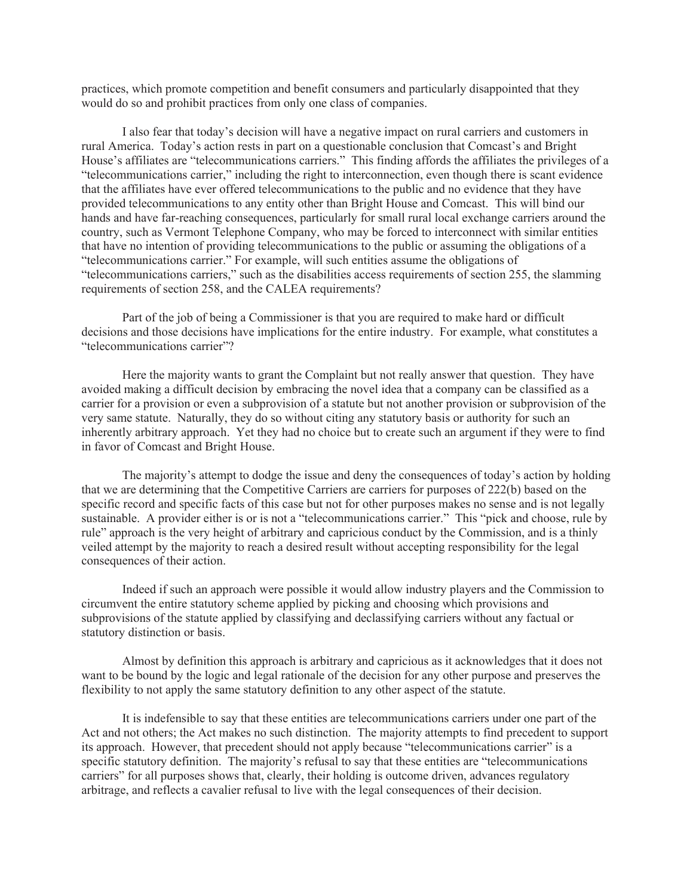practices, which promote competition and benefit consumers and particularly disappointed that they would do so and prohibit practices from only one class of companies.

I also fear that today's decision will have a negative impact on rural carriers and customers in rural America. Today's action rests in part on a questionable conclusion that Comcast's and Bright House's affiliates are "telecommunications carriers." This finding affords the affiliates the privileges of a "telecommunications carrier," including the right to interconnection, even though there is scant evidence that the affiliates have ever offered telecommunications to the public and no evidence that they have provided telecommunications to any entity other than Bright House and Comcast. This will bind our hands and have far-reaching consequences, particularly for small rural local exchange carriers around the country, such as Vermont Telephone Company, who may be forced to interconnect with similar entities that have no intention of providing telecommunications to the public or assuming the obligations of a "telecommunications carrier." For example, will such entities assume the obligations of "telecommunications carriers," such as the disabilities access requirements of section 255, the slamming requirements of section 258, and the CALEA requirements?

Part of the job of being a Commissioner is that you are required to make hard or difficult decisions and those decisions have implications for the entire industry. For example, what constitutes a "telecommunications carrier"?

Here the majority wants to grant the Complaint but not really answer that question. They have avoided making a difficult decision by embracing the novel idea that a company can be classified as a carrier for a provision or even a subprovision of a statute but not another provision or subprovision of the very same statute. Naturally, they do so without citing any statutory basis or authority for such an inherently arbitrary approach. Yet they had no choice but to create such an argument if they were to find in favor of Comcast and Bright House.

The majority's attempt to dodge the issue and deny the consequences of today's action by holding that we are determining that the Competitive Carriers are carriers for purposes of 222(b) based on the specific record and specific facts of this case but not for other purposes makes no sense and is not legally sustainable. A provider either is or is not a "telecommunications carrier." This "pick and choose, rule by rule" approach is the very height of arbitrary and capricious conduct by the Commission, and is a thinly veiled attempt by the majority to reach a desired result without accepting responsibility for the legal consequences of their action.

Indeed if such an approach were possible it would allow industry players and the Commission to circumvent the entire statutory scheme applied by picking and choosing which provisions and subprovisions of the statute applied by classifying and declassifying carriers without any factual or statutory distinction or basis.

Almost by definition this approach is arbitrary and capricious as it acknowledges that it does not want to be bound by the logic and legal rationale of the decision for any other purpose and preserves the flexibility to not apply the same statutory definition to any other aspect of the statute.

It is indefensible to say that these entities are telecommunications carriers under one part of the Act and not others; the Act makes no such distinction. The majority attempts to find precedent to support its approach. However, that precedent should not apply because "telecommunications carrier" is a specific statutory definition. The majority's refusal to say that these entities are "telecommunications carriers" for all purposes shows that, clearly, their holding is outcome driven, advances regulatory arbitrage, and reflects a cavalier refusal to live with the legal consequences of their decision.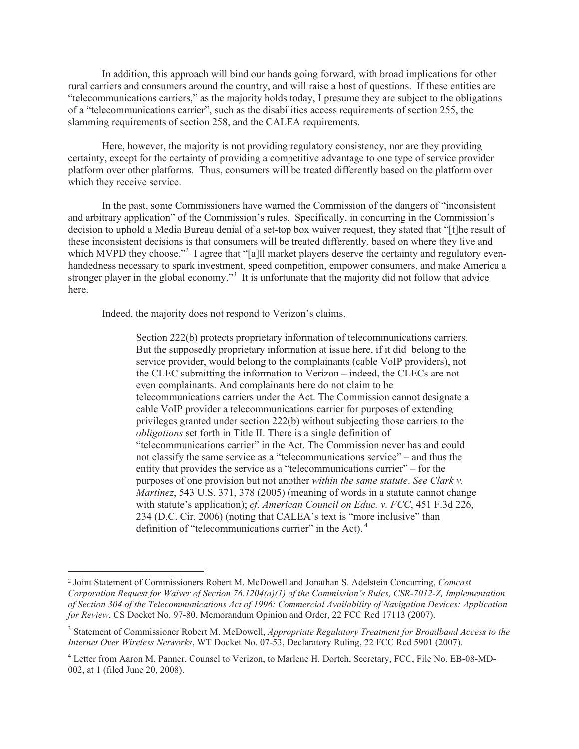In addition, this approach will bind our hands going forward, with broad implications for other rural carriers and consumers around the country, and will raise a host of questions. If these entities are "telecommunications carriers," as the majority holds today, I presume they are subject to the obligations of a "telecommunications carrier", such as the disabilities access requirements of section 255, the slamming requirements of section 258, and the CALEA requirements.

Here, however, the majority is not providing regulatory consistency, nor are they providing certainty, except for the certainty of providing a competitive advantage to one type of service provider platform over other platforms. Thus, consumers will be treated differently based on the platform over which they receive service.

In the past, some Commissioners have warned the Commission of the dangers of "inconsistent and arbitrary application" of the Commission's rules. Specifically, in concurring in the Commission's decision to uphold a Media Bureau denial of a set-top box waiver request, they stated that "[t]he result of these inconsistent decisions is that consumers will be treated differently, based on where they live and which MVPD they choose."[2] I agree that "[a]ll market players deserve the certainty and regulatory even-handedness necessary to spark investment, speed competition, empower consumers, and make America a stronger player in the global economy."[3] It is unfortunate that the majority did not follow that advice here.

Indeed, the majority does not respond to Verizon's claims.

> Section 222(b) protects proprietary information of telecommunications carriers. But the supposedly proprietary information at issue here, if it did belong to the service provider, would belong to the complainants (cable VoIP providers), not the CLEC submitting the information to Verizon – indeed, the CLECs are not even complainants. And complainants here do not claim to be telecommunications carriers under the Act. The Commission cannot designate a cable VoIP provider a telecommunications carrier for purposes of extending privileges granted under section 222(b) without subjecting those carriers to the *obligations* set forth in Title II. There is a single definition of "telecommunications carrier" in the Act. The Commission never has and could not classify the same service as a "telecommunications service" – and thus the entity that provides the service as a "telecommunications carrier" – for the purposes of one provision but not another *within the same statute*. *See Clark v. Martinez*, 543 U.S. 371, 378 (2005) (meaning of words in a statute cannot change with statute's application); *cf. American Council on Educ. v. FCC*, 451 F.3d 226, 234 (D.C. Cir. 2006) (noting that CALEA's text is "more inclusive" than definition of "telecommunications carrier" in the Act).[4]

---

[2] Joint Statement of Commissioners Robert M. McDowell and Jonathan S. Adelstein Concurring, *Comcast Corporation Request for Waiver of Section 76.1204(a)(1) of the Commission's Rules, CSR-7012-Z, Implementation of Section 304 of the Telecommunications Act of 1996: Commercial Availability of Navigation Devices: Application for Review*, CS Docket No. 97-80, Memorandum Opinion and Order, 22 FCC Rcd 17113 (2007).

[3] Statement of Commissioner Robert M. McDowell, *Appropriate Regulatory Treatment for Broadband Access to the Internet Over Wireless Networks*, WT Docket No. 07-53, Declaratory Ruling, 22 FCC Rcd 5901 (2007).

[4] Letter from Aaron M. Panner, Counsel to Verizon, to Marlene H. Dortch, Secretary, FCC, File No. EB-08-MD-002, at 1 (filed June 20, 2008).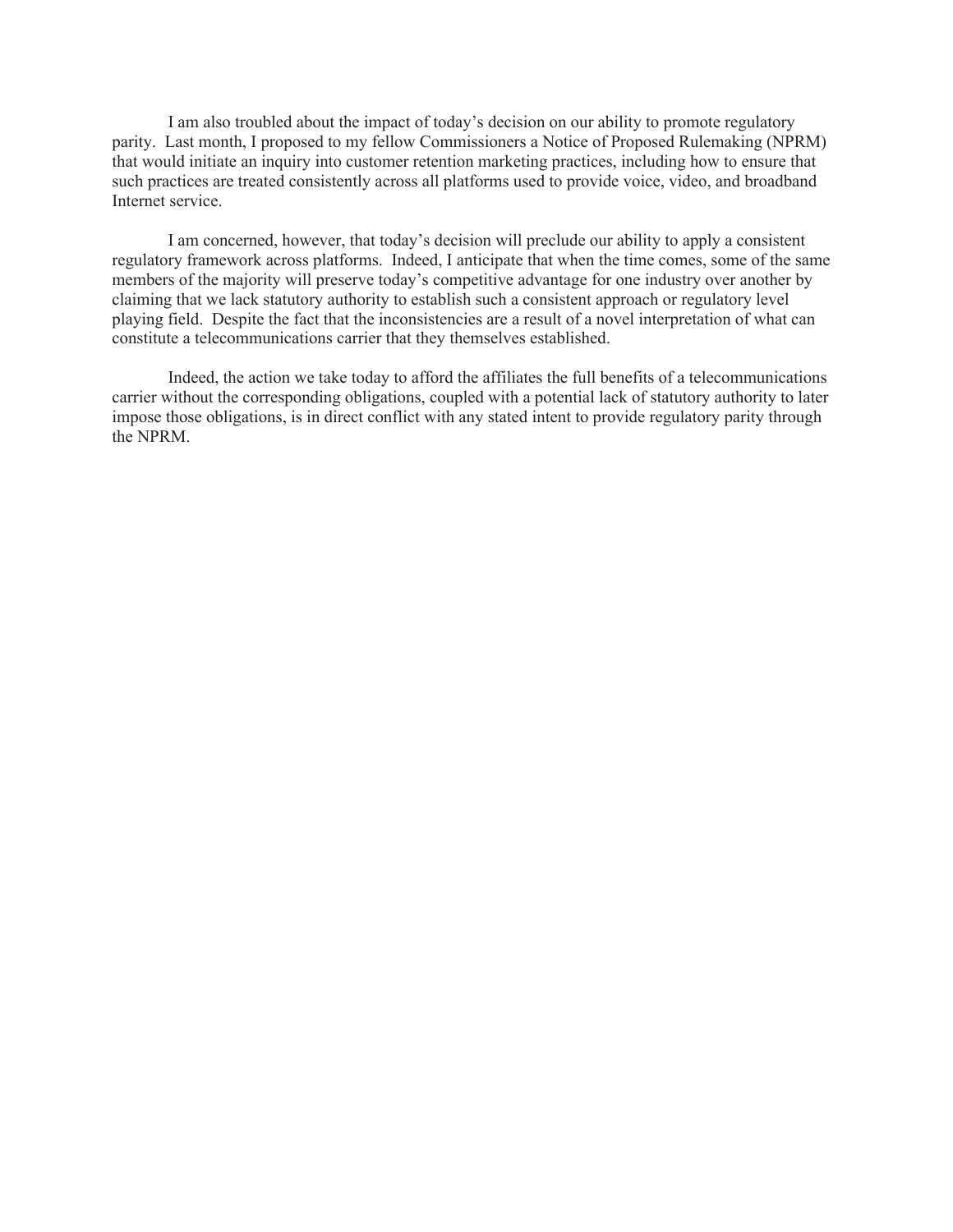I am also troubled about the impact of today's decision on our ability to promote regulatory parity. Last month, I proposed to my fellow Commissioners a Notice of Proposed Rulemaking (NPRM) that would initiate an inquiry into customer retention marketing practices, including how to ensure that such practices are treated consistently across all platforms used to provide voice, video, and broadband Internet service.

I am concerned, however, that today's decision will preclude our ability to apply a consistent regulatory framework across platforms. Indeed, I anticipate that when the time comes, some of the same members of the majority will preserve today's competitive advantage for one industry over another by claiming that we lack statutory authority to establish such a consistent approach or regulatory level playing field. Despite the fact that the inconsistencies are a result of a novel interpretation of what can constitute a telecommunications carrier that they themselves established.

Indeed, the action we take today to afford the affiliates the full benefits of a telecommunications carrier without the corresponding obligations, coupled with a potential lack of statutory authority to later impose those obligations, is in direct conflict with any stated intent to provide regulatory parity through the NPRM.